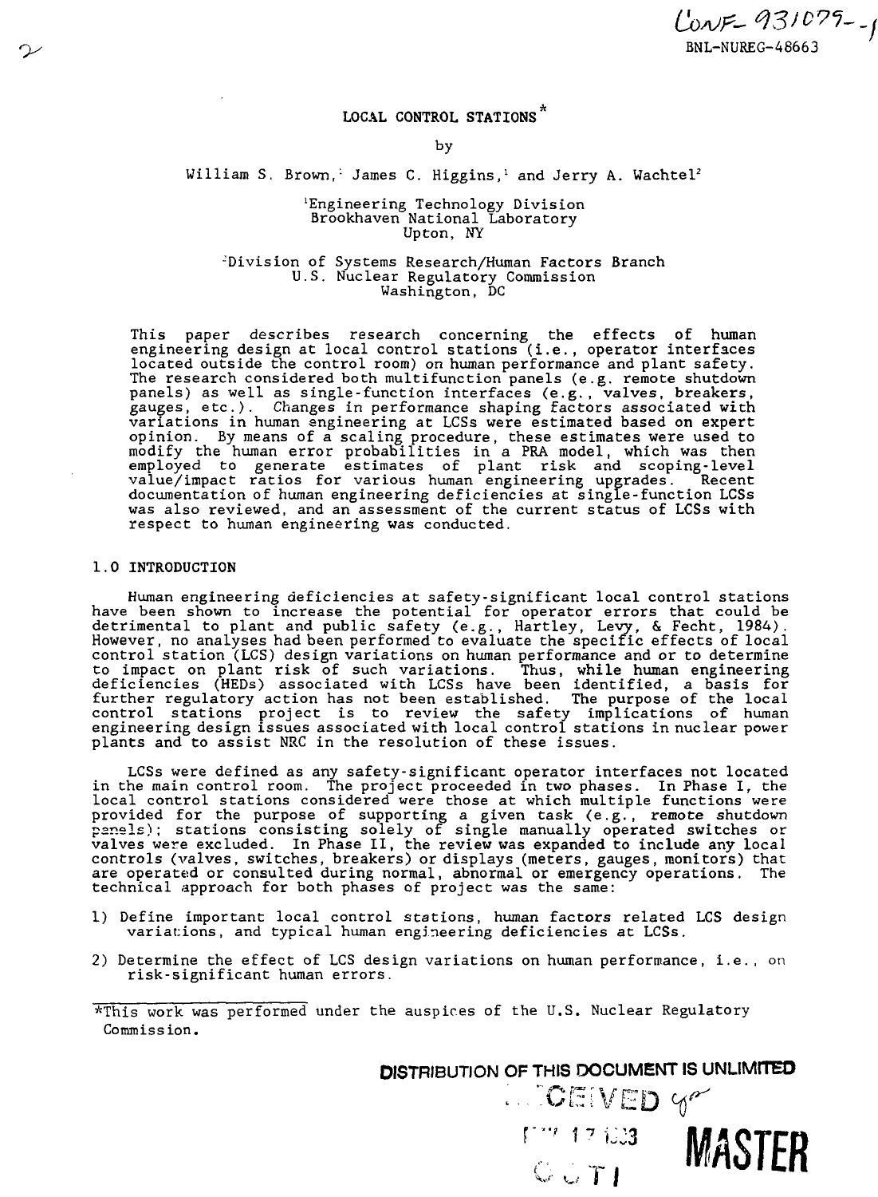CONF-931079--1

BNL-NUREG-48663

# LOCAL CONTROL STATIONS*

by

William S. Brown,[1] James C. Higgins,[1] and Jerry A. Wachtel[2]

[1]Engineering Technology Division
Brookhaven National Laboratory
Upton, NY

[2]Division of Systems Research/Human Factors Branch
U.S. Nuclear Regulatory Commission
Washington, DC

This paper describes research concerning the effects of human engineering design at local control stations (i.e., operator interfaces located outside the control room) on human performance and plant safety. The research considered both multifunction panels (e.g. remote shutdown panels) as well as single-function interfaces (e.g., valves, breakers, gauges, etc.). Changes in performance shaping factors associated with variations in human engineering at LCSs were estimated based on expert opinion. By means of a scaling procedure, these estimates were used to modify the human error probabilities in a PRA model, which was then employed to generate estimates of plant risk and scoping-level value/impact ratios for various human engineering upgrades. Recent documentation of human engineering deficiencies at single-function LCSs was also reviewed, and an assessment of the current status of LCSs with respect to human engineering was conducted.

## 1.0 INTRODUCTION

Human engineering deficiencies at safety-significant local control stations have been shown to increase the potential for operator errors that could be detrimental to plant and public safety (e.g., Hartley, Levy, & Fecht, 1984). However, no analyses had been performed to evaluate the specific effects of local control station (LCS) design variations on human performance and or to determine to impact on plant risk of such variations. Thus, while human engineering deficiencies (HEDs) associated with LCSs have been identified, a basis for further regulatory action has not been established. The purpose of the local control stations project is to review the safety implications of human engineering design issues associated with local control stations in nuclear power plants and to assist NRC in the resolution of these issues.

LCSs were defined as any safety-significant operator interfaces not located in the main control room. The project proceeded in two phases. In Phase I, the local control stations considered were those at which multiple functions were provided for the purpose of supporting a given task (e.g., remote shutdown panels); stations consisting solely of single manually operated switches or valves were excluded. In Phase II, the review was expanded to include any local controls (valves, switches, breakers) or displays (meters, gauges, monitors) that are operated or consulted during normal, abnormal or emergency operations. The technical approach for both phases of project was the same:

1) Define important local control stations, human factors related LCS design variations, and typical human engineering deficiencies at LCSs.
2) Determine the effect of LCS design variations on human performance, i.e., on risk-significant human errors.

*This work was performed under the auspices of the U.S. Nuclear Regulatory Commission.

**DISTRIBUTION OF THIS DOCUMENT IS UNLIMITED**

MASTER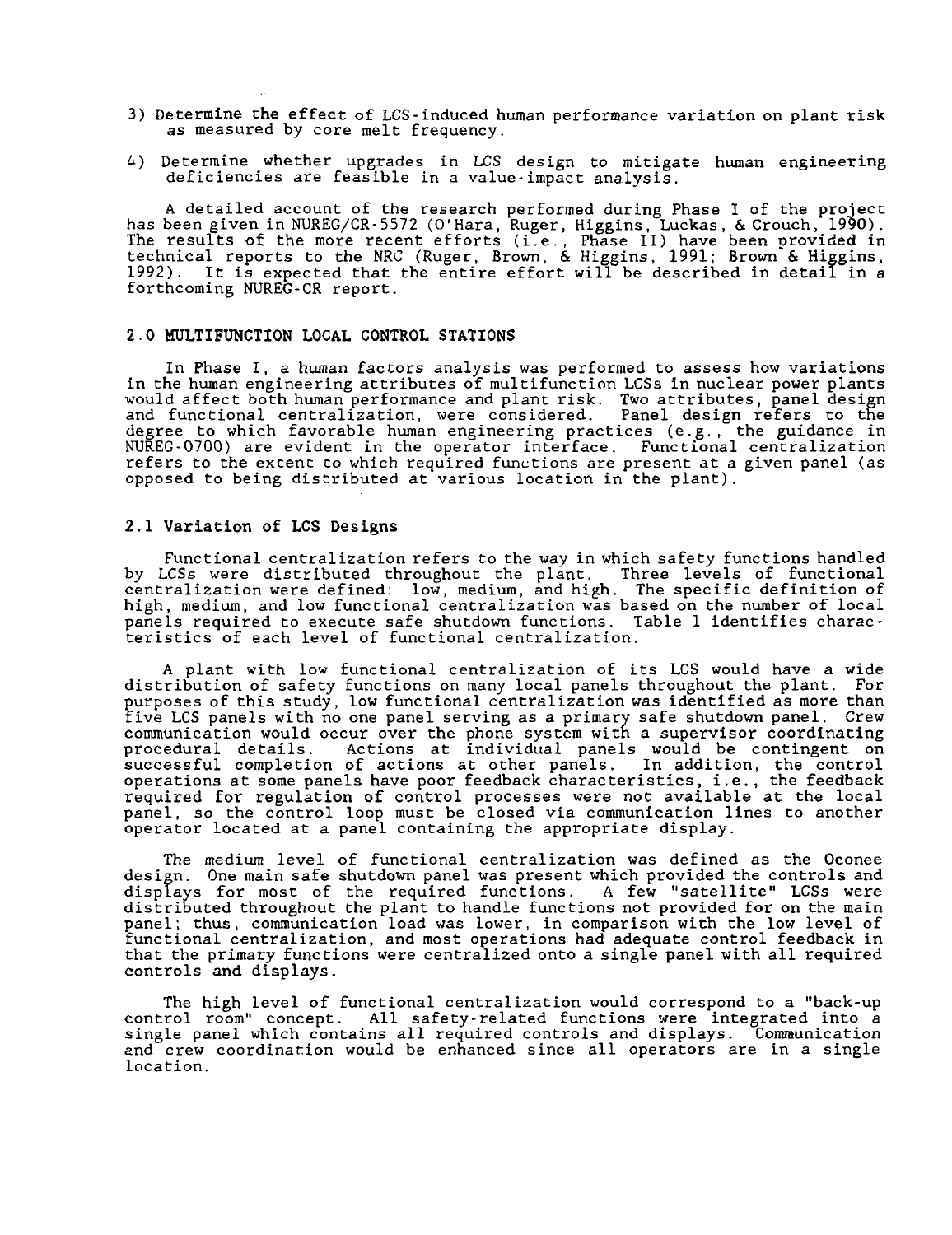3) Determine the effect of LCS-induced human performance variation on plant risk as measured by core melt frequency.

4) Determine whether upgrades in LCS design to mitigate human engineering deficiencies are feasible in a value-impact analysis.

A detailed account of the research performed during Phase I of the project has been given in NUREG/CR-5572 (O'Hara, Ruger, Higgins, Luckas, & Crouch, 1990). The results of the more recent efforts (i.e., Phase II) have been provided in technical reports to the NRC (Ruger, Brown, & Higgins, 1991; Brown & Higgins, 1992). It is expected that the entire effort will be described in detail in a forthcoming NUREG-CR report.

## 2.0 MULTIFUNCTION LOCAL CONTROL STATIONS

In Phase I, a human factors analysis was performed to assess how variations in the human engineering attributes of multifunction LCSs in nuclear power plants would affect both human performance and plant risk. Two attributes, panel design and functional centralization, were considered. Panel design refers to the degree to which favorable human engineering practices (e.g., the guidance in NUREG-0700) are evident in the operator interface. Functional centralization refers to the extent to which required functions are present at a given panel (as opposed to being distributed at various location in the plant).

### 2.1 Variation of LCS Designs

Functional centralization refers to the way in which safety functions handled by LCSs were distributed throughout the plant. Three levels of functional centralization were defined: low, medium, and high. The specific definition of high, medium, and low functional centralization was based on the number of local panels required to execute safe shutdown functions. Table 1 identifies characteristics of each level of functional centralization.

A plant with low functional centralization of its LCS would have a wide distribution of safety functions on many local panels throughout the plant. For purposes of this study, low functional centralization was identified as more than five LCS panels with no one panel serving as a primary safe shutdown panel. Crew communication would occur over the phone system with a supervisor coordinating procedural details. Actions at individual panels would be contingent on successful completion of actions at other panels. In addition, the control operations at some panels have poor feedback characteristics, i.e., the feedback required for regulation of control processes were not available at the local panel, so the control loop must be closed via communication lines to another operator located at a panel containing the appropriate display.

The medium level of functional centralization was defined as the Oconee design. One main safe shutdown panel was present which provided the controls and displays for most of the required functions. A few "satellite" LCSs were distributed throughout the plant to handle functions not provided for on the main panel; thus, communication load was lower, in comparison with the low level of functional centralization, and most operations had adequate control feedback in that the primary functions were centralized onto a single panel with all required controls and displays.

The high level of functional centralization would correspond to a "back-up control room" concept. All safety-related functions were integrated into a single panel which contains all required controls and displays. Communication and crew coordination would be enhanced since all operators are in a single location.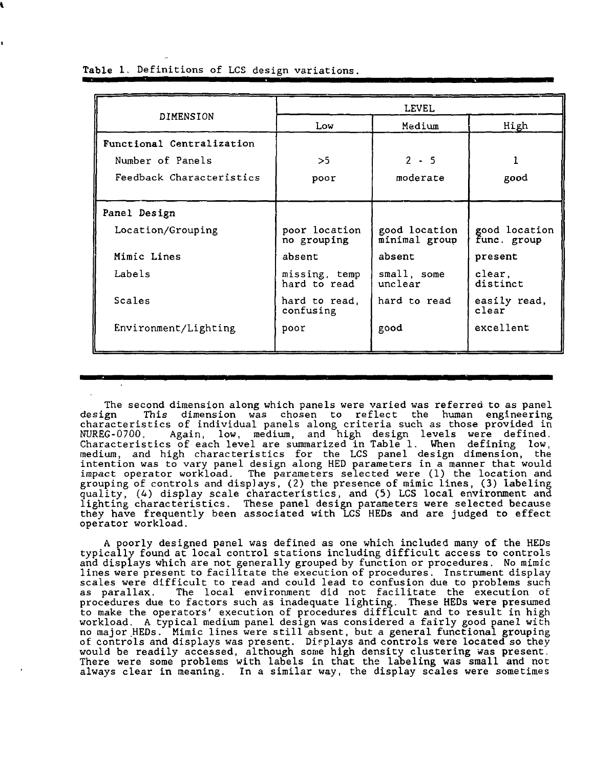Table 1. Definitions of LCS design variations.

| DIMENSION | LEVEL | | |
|---|---|---|---|
| | Low | Medium | High |
| Functional Centralization | | | |
| Number of Panels | >5 | 2 - 5 | 1 |
| Feedback Characteristics | poor | moderate | good |
| Panel Design | | | |
| Location/Grouping | poor location no grouping | good location minimal group | good location func. group |
| Mimic Lines | absent | absent | present |
| Labels | missing, temp hard to read | small, some unclear | clear, distinct |
| Scales | hard to read, confusing | hard to read | easily read, clear |
| Environment/Lighting | poor | good | excellent |

The second dimension along which panels were varied was referred to as panel design This dimension was chosen to reflect the human engineering characteristics of individual panels along criteria such as those provided in NUREG-0700. Again, low, medium, and high design levels were defined. Characteristics of each level are summarized in Table 1. When defining low, medium, and high characteristics for the LCS panel design dimension, the intention was to vary panel design along HED parameters in a manner that would impact operator workload. The parameters selected were (1) the location and grouping of controls and displays, (2) the presence of mimic lines, (3) labeling quality, (4) display scale characteristics, and (5) LCS local environment and lighting characteristics. These panel design parameters were selected because they have frequently been associated with LCS HEDs and are judged to effect operator workload.

A poorly designed panel was defined as one which included many of the HEDs typically found at local control stations including difficult access to controls and displays which are not generally grouped by function or procedures. No mimic lines were present to facilitate the execution of procedures. Instrument display scales were difficult to read and could lead to confusion due to problems such as parallax. The local environment did not facilitate the execution of procedures due to factors such as inadequate lighting. These HEDs were presumed to make the operators' execution of procedures difficult and to result in high workload. A typical medium panel design was considered a fairly good panel with no major HEDs. Mimic lines were still absent, but a general functional grouping of controls and displays was present. Displays and controls were located so they would be readily accessed, although some high density clustering was present. There were some problems with labels in that the labeling was small and not always clear in meaning. In a similar way, the display scales were sometimes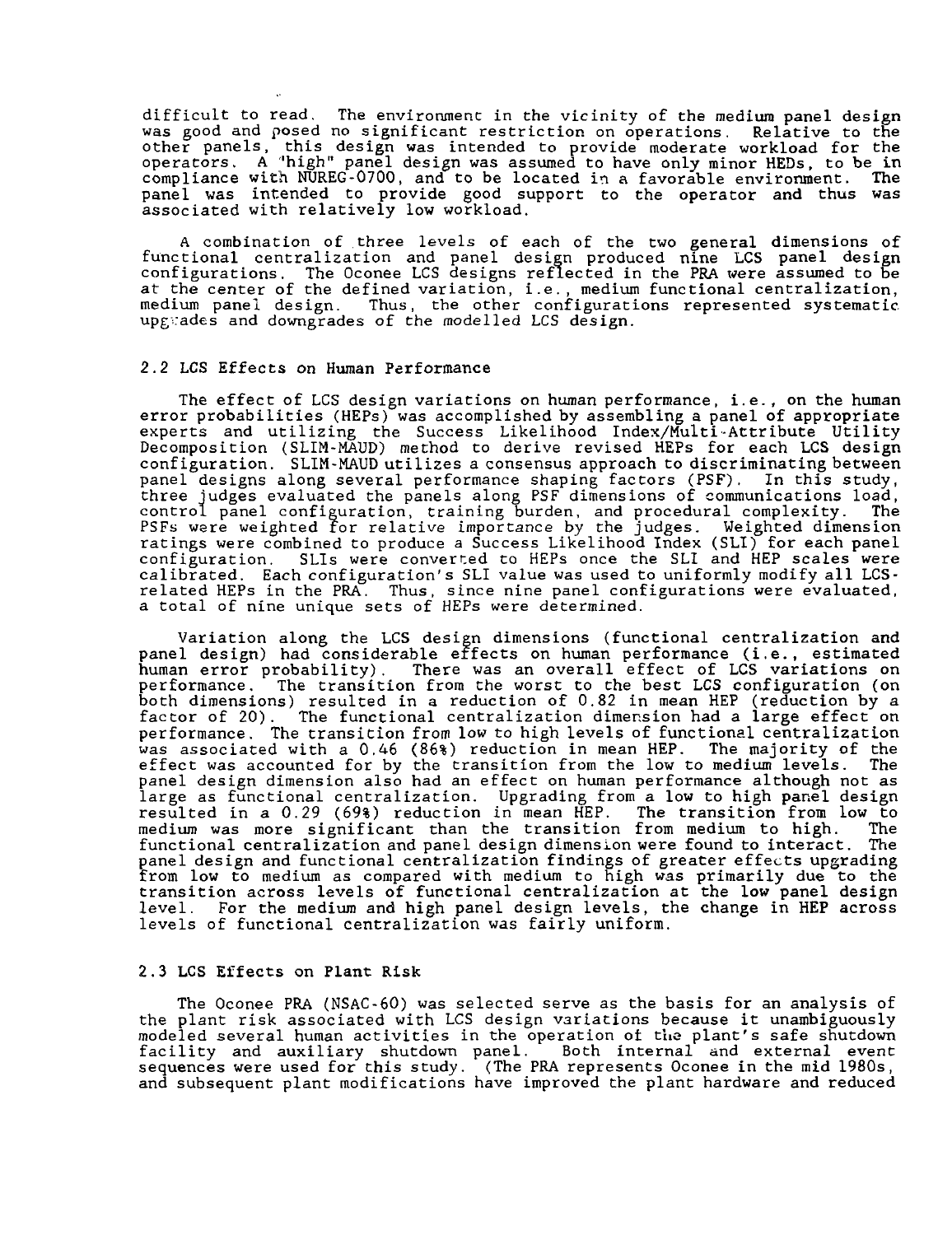difficult to read. The environment in the vicinity of the medium panel design was good and posed no significant restriction on operations. Relative to the other panels, this design was intended to provide moderate workload for the operators. A "high" panel design was assumed to have only minor HEDs, to be in compliance with NUREG-0700, and to be located in a favorable environment. The panel was intended to provide good support to the operator and thus was associated with relatively low workload.

A combination of three levels of each of the two general dimensions of functional centralization and panel design produced nine LCS panel design configurations. The Oconee LCS designs reflected in the PRA were assumed to be at the center of the defined variation, i.e., medium functional centralization, medium panel design. Thus, the other configurations represented systematic upgrades and downgrades of the modelled LCS design.

## 2.2 LCS Effects on Human Performance

The effect of LCS design variations on human performance, i.e., on the human error probabilities (HEPs) was accomplished by assembling a panel of appropriate experts and utilizing the Success Likelihood Index/Multi-Attribute Utility Decomposition (SLIM-MAUD) method to derive revised HEPs for each LCS design configuration. SLIM-MAUD utilizes a consensus approach to discriminating between panel designs along several performance shaping factors (PSF). In this study, three judges evaluated the panels along PSF dimensions of communications load, control panel configuration, training burden, and procedural complexity. The PSFs were weighted for relative importance by the judges. Weighted dimension ratings were combined to produce a Success Likelihood Index (SLI) for each panel configuration. SLIs were converted to HEPs once the SLI and HEP scales were calibrated. Each configuration's SLI value was used to uniformly modify all LCS-related HEPs in the PRA. Thus, since nine panel configurations were evaluated, a total of nine unique sets of HEPs were determined.

Variation along the LCS design dimensions (functional centralization and panel design) had considerable effects on human performance (i.e., estimated human error probability). There was an overall effect of LCS variations on performance. The transition from the worst to the best LCS configuration (on both dimensions) resulted in a reduction of 0.82 in mean HEP (reduction by a factor of 20). The functional centralization dimension had a large effect on performance. The transition from low to high levels of functional centralization was associated with a 0.46 (86%) reduction in mean HEP. The majority of the effect was accounted for by the transition from the low to medium levels. The panel design dimension also had an effect on human performance although not as large as functional centralization. Upgrading from a low to high panel design resulted in a 0.29 (69%) reduction in mean HEP. The transition from low to medium was more significant than the transition from medium to high. The functional centralization and panel design dimension were found to interact. The panel design and functional centralization findings of greater effects upgrading from low to medium as compared with medium to high was primarily due to the transition across levels of functional centralization at the low panel design level. For the medium and high panel design levels, the change in HEP across levels of functional centralization was fairly uniform.

## 2.3 LCS Effects on Plant Risk

The Oconee PRA (NSAC-60) was selected serve as the basis for an analysis of the plant risk associated with LCS design variations because it unambiguously modeled several human activities in the operation of the plant's safe shutdown facility and auxiliary shutdown panel. Both internal and external event sequences were used for this study. (The PRA represents Oconee in the mid 1980s, and subsequent plant modifications have improved the plant hardware and reduced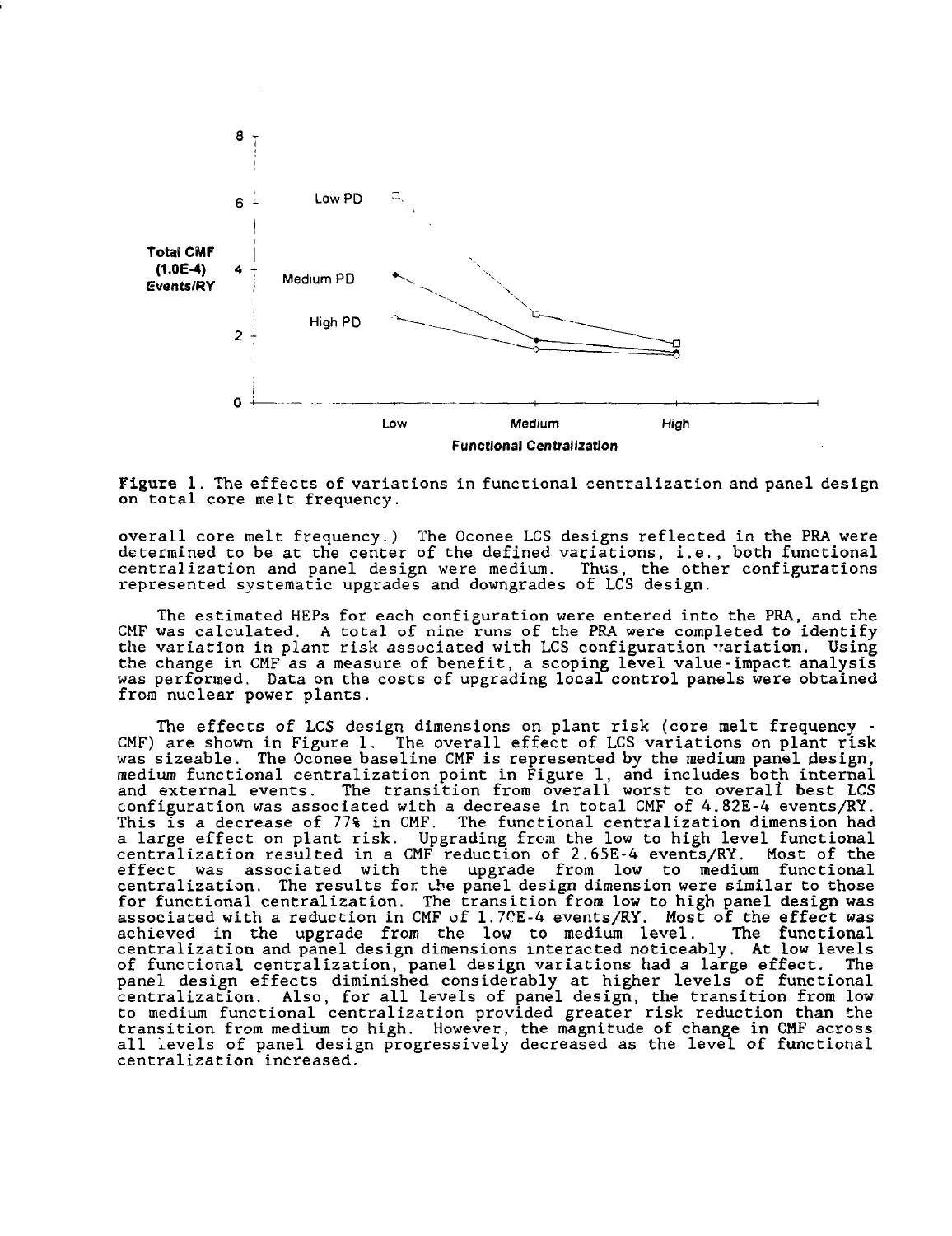8

6

4

2

0

Total CMF (1.0E-4) Events/RY

Low PD

Medium PD

High PD

Low

Medium

High

Functional Centralization

**Figure 1.** The effects of variations in functional centralization and panel design on total core melt frequency.

overall core melt frequency.) The Oconee LCS designs reflected in the PRA were determined to be at the center of the defined variations, i.e., both functional centralization and panel design were medium. Thus, the other configurations represented systematic upgrades and downgrades of LCS design.

The estimated HEPs for each configuration were entered into the PRA, and the CMF was calculated. A total of nine runs of the PRA were completed to identify the variation in plant risk associated with LCS configuration variation. Using the change in CMF as a measure of benefit, a scoping level value-impact analysis was performed. Data on the costs of upgrading local control panels were obtained from nuclear power plants.

The effects of LCS design dimensions on plant risk (core melt frequency - CMF) are shown in Figure 1. The overall effect of LCS variations on plant risk was sizeable. The Oconee baseline CMF is represented by the medium panel design, medium functional centralization point in Figure 1, and includes both internal and external events. The transition from overall worst to overall best LCS configuration was associated with a decrease in total CMF of 4.82E-4 events/RY. This is a decrease of 77% in CMF. The functional centralization dimension had a large effect on plant risk. Upgrading from the low to high level functional centralization resulted in a CMF reduction of 2.65E-4 events/RY. Most of the effect was associated with the upgrade from low to medium functional centralization. The results for the panel design dimension were similar to those for functional centralization. The transition from low to high panel design was associated with a reduction in CMF of 1.70E-4 events/RY. Most of the effect was achieved in the upgrade from the low to medium level. The functional centralization and panel design dimensions interacted noticeably. At low levels of functional centralization, panel design variations had a large effect. The panel design effects diminished considerably at higher levels of functional centralization. Also, for all levels of panel design, the transition from low to medium functional centralization provided greater risk reduction than the transition from medium to high. However, the magnitude of change in CMF across all levels of panel design progressively decreased as the level of functional centralization increased.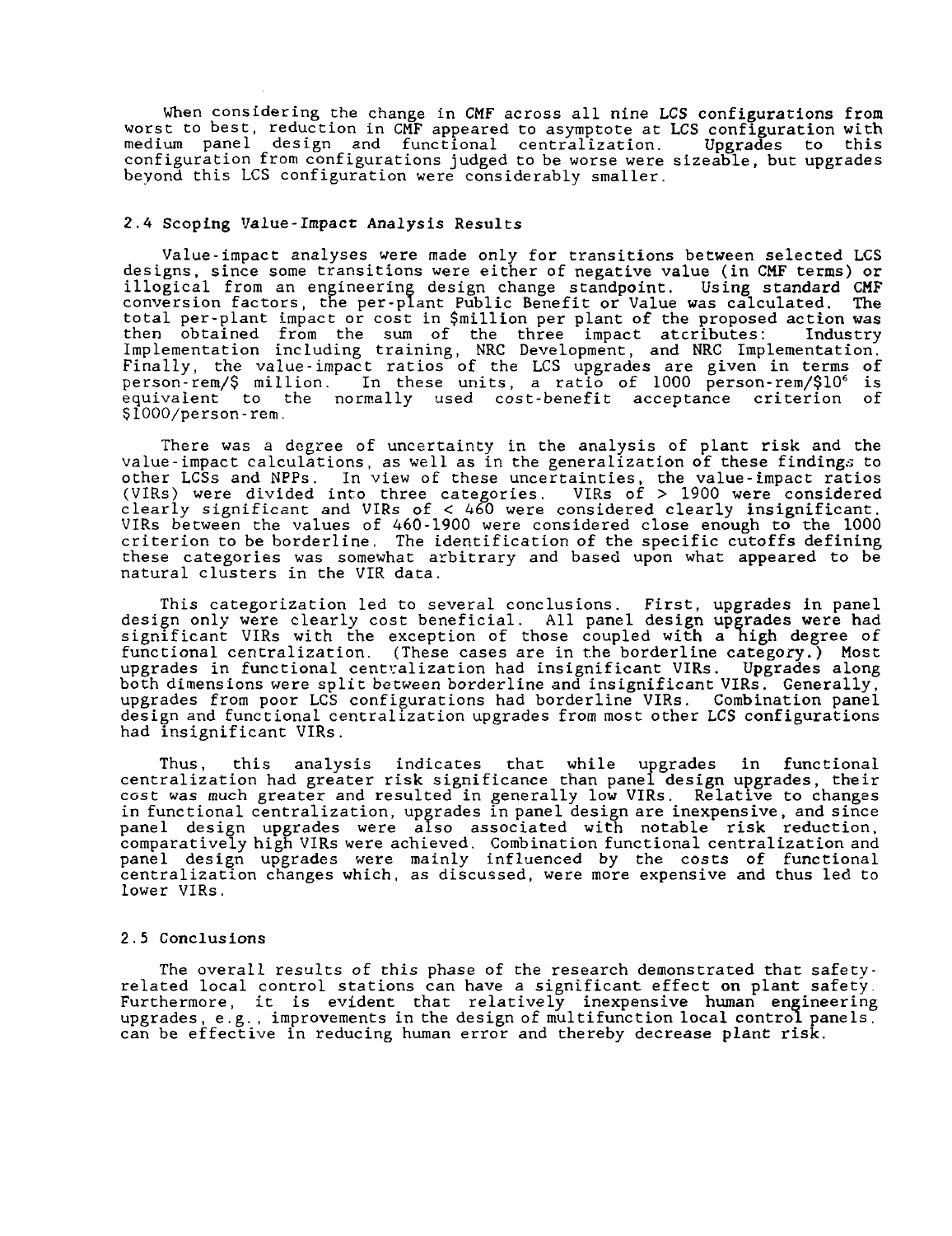When considering the change in CMF across all nine LCS configurations from worst to best, reduction in CMF appeared to asymptote at LCS configuration with medium panel design and functional centralization. Upgrades to this configuration from configurations judged to be worse were sizeable, but upgrades beyond this LCS configuration were considerably smaller.

### 2.4 Scoping Value-Impact Analysis Results

Value-impact analyses were made only for transitions between selected LCS designs, since some transitions were either of negative value (in CMF terms) or illogical from an engineering design change standpoint. Using standard CMF conversion factors, the per-plant Public Benefit or Value was calculated. The total per-plant impact or cost in $million per plant of the proposed action was then obtained from the sum of the three impact attributes: Industry Implementation including training, NRC Development, and NRC Implementation. Finally, the value-impact ratios of the LCS upgrades are given in terms of person-rem/$ million. In these units, a ratio of 1000 person-rem/$$10^6$ is equivalent to the normally used cost-benefit acceptance criterion of $1000/person-rem.

There was a degree of uncertainty in the analysis of plant risk and the value-impact calculations, as well as in the generalization of these findings to other LCSs and NPPs. In view of these uncertainties, the value-impact ratios (VIRs) were divided into three categories. VIRs of > 1900 were considered clearly significant and VIRs of < 460 were considered clearly insignificant. VIRs between the values of 460-1900 were considered close enough to the 1000 criterion to be borderline. The identification of the specific cutoffs defining these categories was somewhat arbitrary and based upon what appeared to be natural clusters in the VIR data.

This categorization led to several conclusions. First, upgrades in panel design only were clearly cost beneficial. All panel design upgrades were had significant VIRs with the exception of those coupled with a high degree of functional centralization. (These cases are in the borderline category.) Most upgrades in functional centralization had insignificant VIRs. Upgrades along both dimensions were split between borderline and insignificant VIRs. Generally, upgrades from poor LCS configurations had borderline VIRs. Combination panel design and functional centralization upgrades from most other LCS configurations had insignificant VIRs.

Thus, this analysis indicates that while upgrades in functional centralization had greater risk significance than panel design upgrades, their cost was much greater and resulted in generally low VIRs. Relative to changes in functional centralization, upgrades in panel design are inexpensive, and since panel design upgrades were also associated with notable risk reduction, comparatively high VIRs were achieved. Combination functional centralization and panel design upgrades were mainly influenced by the costs of functional centralization changes which, as discussed, were more expensive and thus led to lower VIRs.

### 2.5 Conclusions

The overall results of this phase of the research demonstrated that safety-related local control stations can have a significant effect on plant safety. Furthermore, it is evident that relatively inexpensive human engineering upgrades, e.g., improvements in the design of multifunction local control panels, can be effective in reducing human error and thereby decrease plant risk.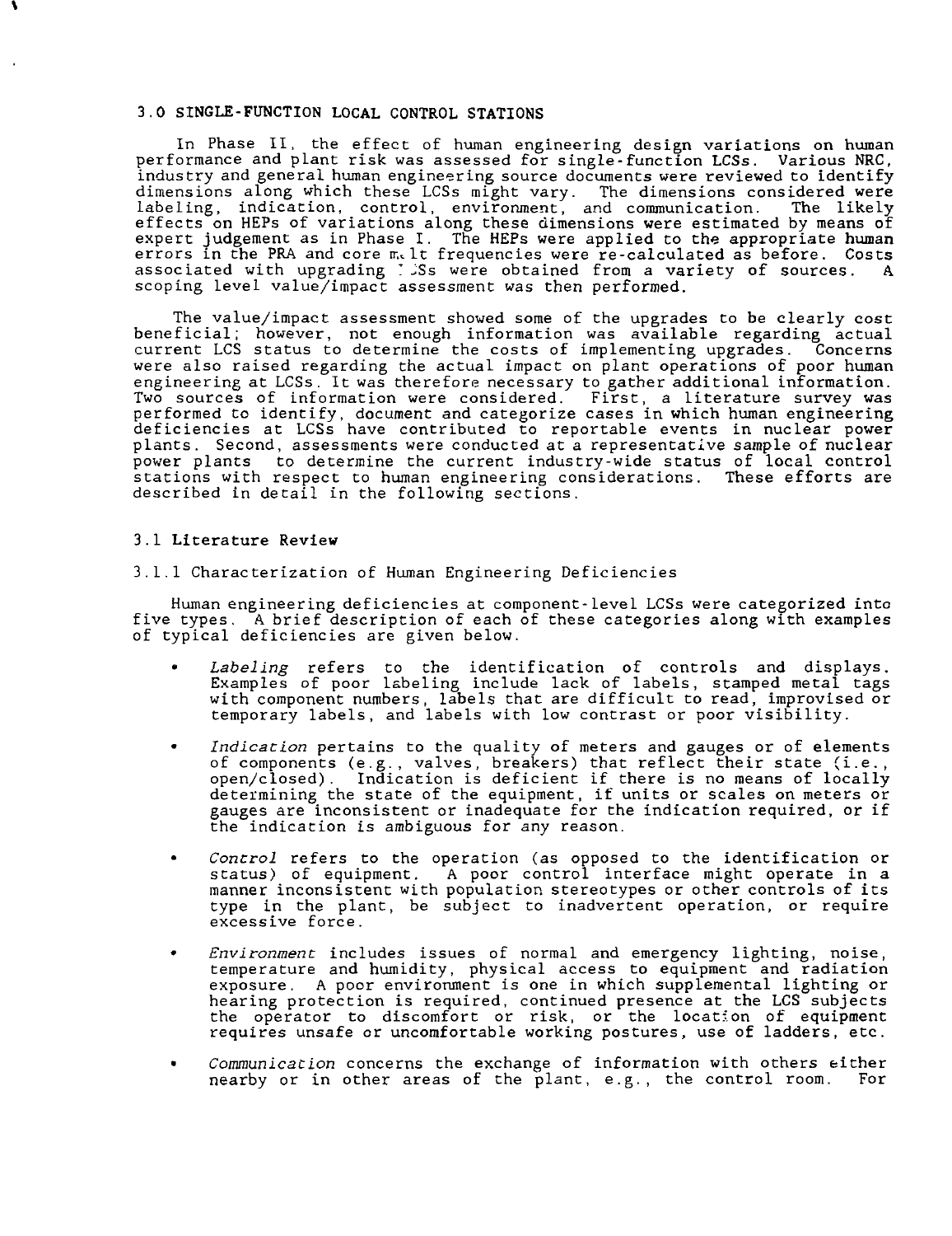## 3.0 SINGLE-FUNCTION LOCAL CONTROL STATIONS

In Phase II, the effect of human engineering design variations on human performance and plant risk was assessed for single-function LCSs. Various NRC, industry and general human engineering source documents were reviewed to identify dimensions along which these LCSs might vary. The dimensions considered were labeling, indication, control, environment, and communication. The likely effects on HEPs of variations along these dimensions were estimated by means of expert judgement as in Phase I. The HEPs were applied to the appropriate human errors in the PRA and core melt frequencies were re-calculated as before. Costs associated with upgrading LCSs were obtained from a variety of sources. A scoping level value/impact assessment was then performed.

The value/impact assessment showed some of the upgrades to be clearly cost beneficial; however, not enough information was available regarding actual current LCS status to determine the costs of implementing upgrades. Concerns were also raised regarding the actual impact on plant operations of poor human engineering at LCSs. It was therefore necessary to gather additional information. Two sources of information were considered. First, a literature survey was performed to identify, document and categorize cases in which human engineering deficiencies at LCSs have contributed to reportable events in nuclear power plants. Second, assessments were conducted at a representative sample of nuclear power plants to determine the current industry-wide status of local control stations with respect to human engineering considerations. These efforts are described in detail in the following sections.

### 3.1 Literature Review

#### 3.1.1 Characterization of Human Engineering Deficiencies

Human engineering deficiencies at component-level LCSs were categorized into five types. A brief description of each of these categories along with examples of typical deficiencies are given below.

- *Labeling* refers to the identification of controls and displays. Examples of poor labeling include lack of labels, stamped metal tags with component numbers, labels that are difficult to read, improvised or temporary labels, and labels with low contrast or poor visibility.

- *Indication* pertains to the quality of meters and gauges or of elements of components (e.g., valves, breakers) that reflect their state (i.e., open/closed). Indication is deficient if there is no means of locally determining the state of the equipment, if units or scales on meters or gauges are inconsistent or inadequate for the indication required, or if the indication is ambiguous for any reason.

- *Control* refers to the operation (as opposed to the identification or status) of equipment. A poor control interface might operate in a manner inconsistent with population stereotypes or other controls of its type in the plant, be subject to inadvertent operation, or require excessive force.

- *Environment* includes issues of normal and emergency lighting, noise, temperature and humidity, physical access to equipment and radiation exposure. A poor environment is one in which supplemental lighting or hearing protection is required, continued presence at the LCS subjects the operator to discomfort or risk, or the location of equipment requires unsafe or uncomfortable working postures, use of ladders, etc.

- *Communication* concerns the exchange of information with others either nearby or in other areas of the plant, e.g., the control room. For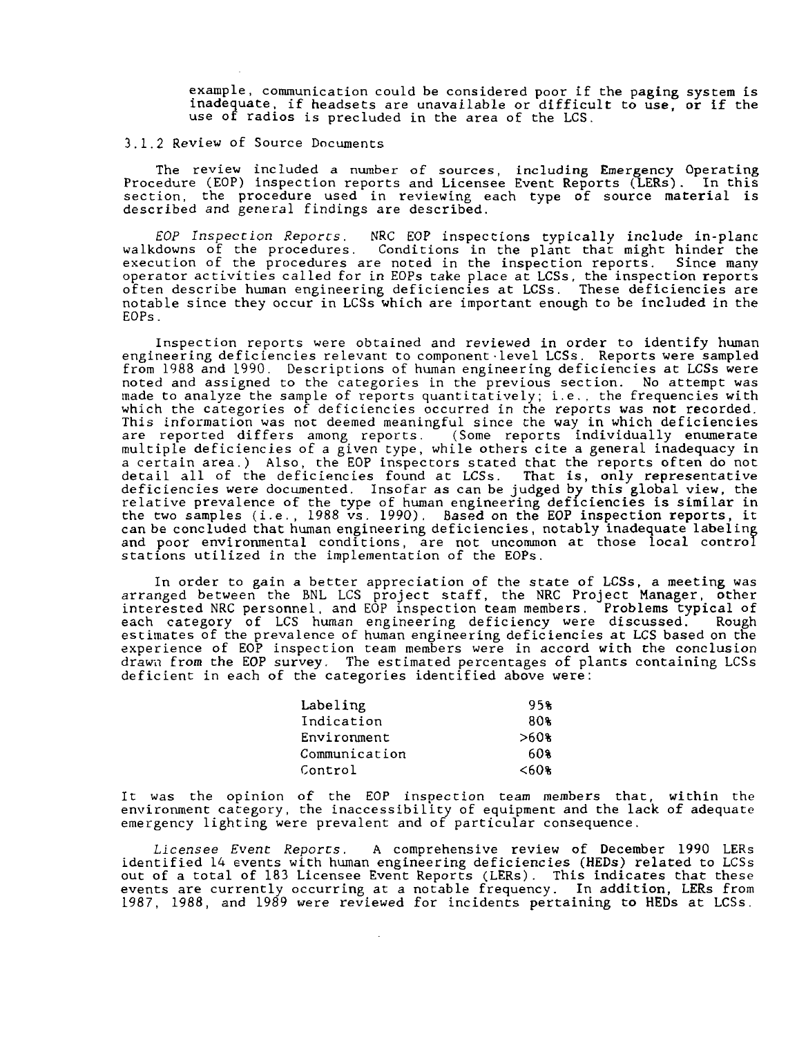example, communication could be considered poor if the paging system is inadequate, if headsets are unavailable or difficult to use, or if the use of radios is precluded in the area of the LCS.

### 3.1.2 Review of Source Documents

The review included a number of sources, including Emergency Operating Procedure (EOP) inspection reports and Licensee Event Reports (LERs). In this section, the procedure used in reviewing each type of source material is described and general findings are described.

*EOP Inspection Reports.* NRC EOP inspections typically include in-plant walkdowns of the procedures. Conditions in the plant that might hinder the execution of the procedures are noted in the inspection reports. Since many operator activities called for in EOPs take place at LCSs, the inspection reports often describe human engineering deficiencies at LCSs. These deficiencies are notable since they occur in LCSs which are important enough to be included in the EOPs.

Inspection reports were obtained and reviewed in order to identify human engineering deficiencies relevant to component-level LCSs. Reports were sampled from 1988 and 1990. Descriptions of human engineering deficiencies at LCSs were noted and assigned to the categories in the previous section. No attempt was made to analyze the sample of reports quantitatively; i.e., the frequencies with which the categories of deficiencies occurred in the reports was not recorded. This information was not deemed meaningful since the way in which deficiencies are reported differs among reports. (Some reports individually enumerate multiple deficiencies of a given type, while others cite a general inadequacy in a certain area.) Also, the EOP inspectors stated that the reports often do not detail all of the deficiencies found at LCSs. That is, only representative deficiencies were documented. Insofar as can be judged by this global view, the relative prevalence of the type of human engineering deficiencies is similar in the two samples (i.e., 1988 vs. 1990). Based on the EOP inspection reports, it can be concluded that human engineering deficiencies, notably inadequate labeling and poor environmental conditions, are not uncommon at those local control stations utilized in the implementation of the EOPs.

In order to gain a better appreciation of the state of LCSs, a meeting was arranged between the BNL LCS project staff, the NRC Project Manager, other interested NRC personnel, and EOP inspection team members. Problems typical of each category of LCS human engineering deficiency were discussed. Rough estimates of the prevalence of human engineering deficiencies at LCS based on the experience of EOP inspection team members were in accord with the conclusion drawn from the EOP survey. The estimated percentages of plants containing LCSs deficient in each of the categories identified above were:

| | |
|---|---|
| Labeling | 95% |
| Indication | 80% |
| Environment | >60% |
| Communication | 60% |
| Control | <60% |

It was the opinion of the EOP inspection team members that, within the environment category, the inaccessibility of equipment and the lack of adequate emergency lighting were prevalent and of particular consequence.

*Licensee Event Reports.* A comprehensive review of December 1990 LERs identified 14 events with human engineering deficiencies (HEDs) related to LCSs out of a total of 183 Licensee Event Reports (LERs). This indicates that these events are currently occurring at a notable frequency. In addition, LERs from 1987, 1988, and 1989 were reviewed for incidents pertaining to HEDs at LCSs.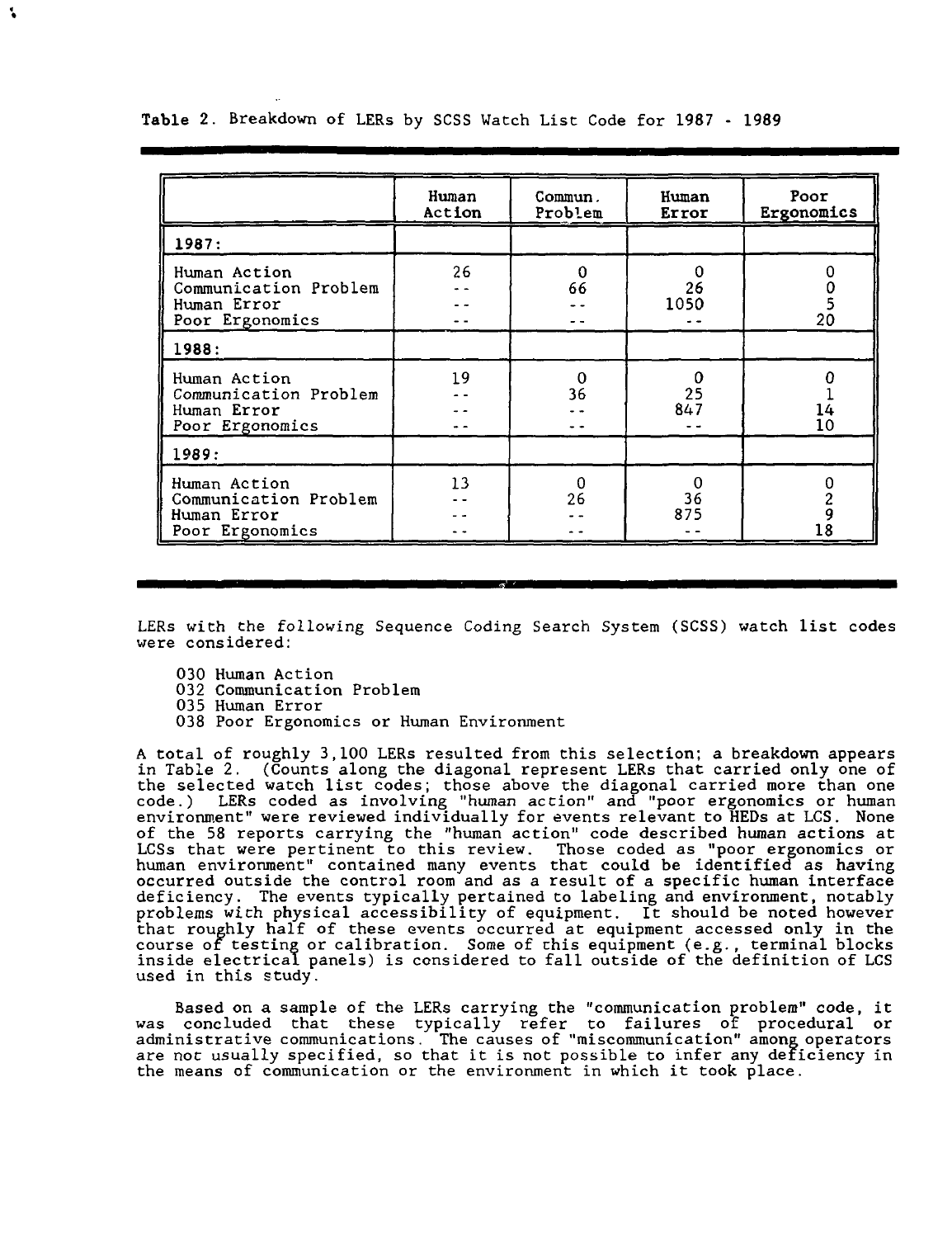Table 2. Breakdown of LERs by SCSS Watch List Code for 1987 - 1989

| | Human Action | Commun. Problem | Human Error | Poor Ergonomics |
|---|---|---|---|---|
| **1987:** | | | | |
| Human Action | 26 | 0 | 0 | 0 |
| Communication Problem | -- | 66 | 26 | 0 |
| Human Error | -- | -- | 1050 | 5 |
| Poor Ergonomics | -- | -- | -- | 20 |
| **1988:** | | | | |
| Human Action | 19 | 0 | 0 | 0 |
| Communication Problem | -- | 36 | 25 | 1 |
| Human Error | -- | -- | 847 | 14 |
| Poor Ergonomics | -- | -- | -- | 10 |
| **1989:** | | | | |
| Human Action | 13 | 0 | 0 | 0 |
| Communication Problem | -- | 26 | 36 | 2 |
| Human Error | -- | -- | 875 | 9 |
| Poor Ergonomics | -- | -- | -- | 18 |

LERs with the following Sequence Coding Search System (SCSS) watch list codes were considered:

- 030 Human Action
- 032 Communication Problem
- 035 Human Error
- 038 Poor Ergonomics or Human Environment

A total of roughly 3,100 LERs resulted from this selection; a breakdown appears in Table 2. (Counts along the diagonal represent LERs that carried only one of the selected watch list codes; those above the diagonal carried more than one code.) LERs coded as involving "human action" and "poor ergonomics or human environment" were reviewed individually for events relevant to HEDs at LCS. None of the 58 reports carrying the "human action" code described human actions at LCSs that were pertinent to this review. Those coded as "poor ergonomics or human environment" contained many events that could be identified as having occurred outside the control room and as a result of a specific human interface deficiency. The events typically pertained to labeling and environment, notably problems with physical accessibility of equipment. It should be noted however that roughly half of these events occurred at equipment accessed only in the course of testing or calibration. Some of this equipment (e.g., terminal blocks inside electrical panels) is considered to fall outside of the definition of LCS used in this study.

Based on a sample of the LERs carrying the "communication problem" code, it was concluded that these typically refer to failures of procedural or administrative communications. The causes of "miscommunication" among operators are not usually specified, so that it is not possible to infer any deficiency in the means of communication or the environment in which it took place.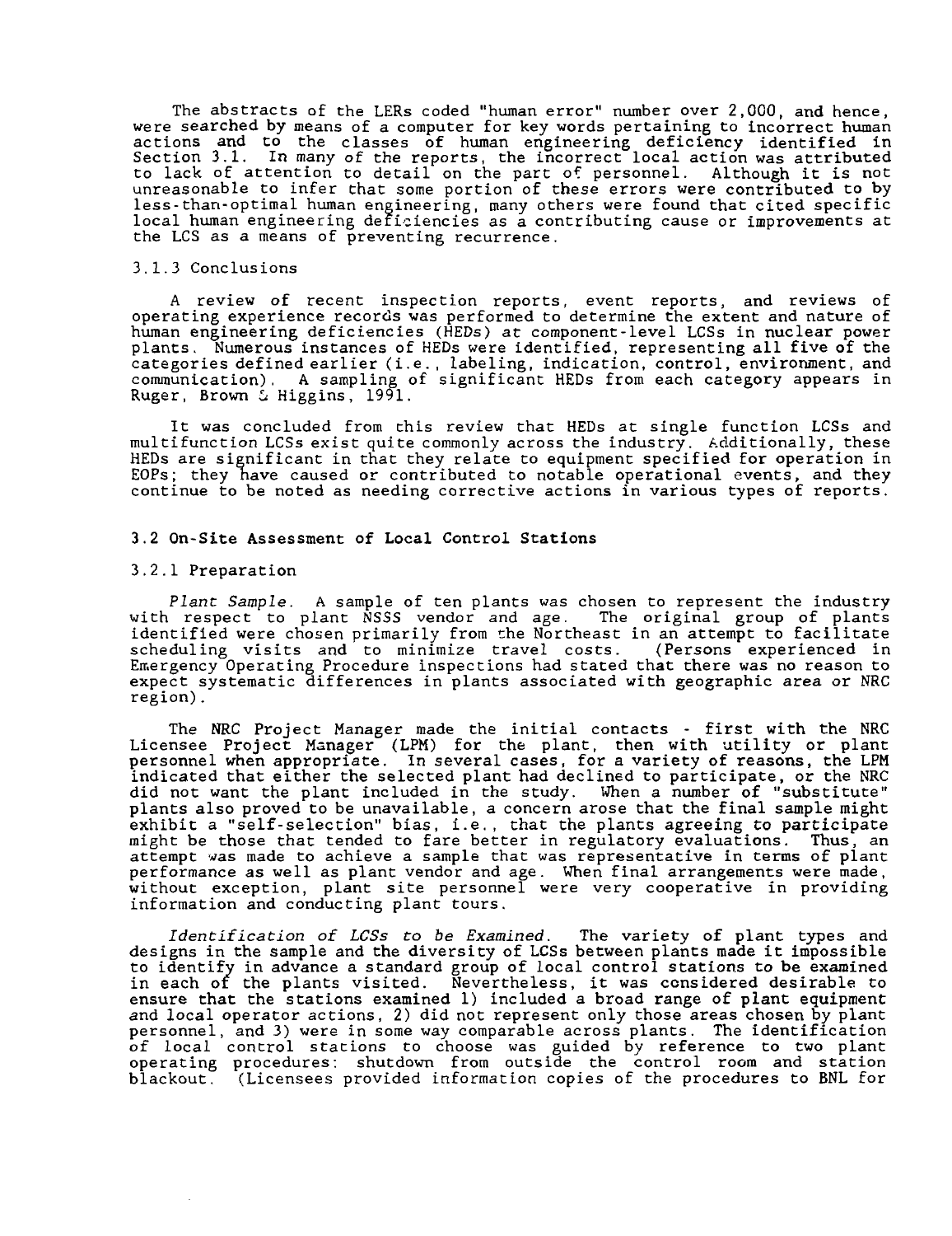The abstracts of the LERs coded "human error" number over 2,000, and hence, were searched by means of a computer for key words pertaining to incorrect human actions and to the classes of human engineering deficiency identified in Section 3.1. In many of the reports, the incorrect local action was attributed to lack of attention to detail on the part of personnel. Although it is not unreasonable to infer that some portion of these errors were contributed to by less-than-optimal human engineering, many others were found that cited specific local human engineering deficiencies as a contributing cause or improvements at the LCS as a means of preventing recurrence.

### 3.1.3 Conclusions

A review of recent inspection reports, event reports, and reviews of operating experience records was performed to determine the extent and nature of human engineering deficiencies (HEDs) at component-level LCSs in nuclear power plants. Numerous instances of HEDs were identified, representing all five of the categories defined earlier (i.e., labeling, indication, control, environment, and communication). A sampling of significant HEDs from each category appears in Ruger, Brown & Higgins, 1991.

It was concluded from this review that HEDs at single function LCSs and multifunction LCSs exist quite commonly across the industry. Additionally, these HEDs are significant in that they relate to equipment specified for operation in EOPs; they have caused or contributed to notable operational events, and they continue to be noted as needing corrective actions in various types of reports.

## 3.2 On-Site Assessment of Local Control Stations

### 3.2.1 Preparation

*Plant Sample.* A sample of ten plants was chosen to represent the industry with respect to plant NSSS vendor and age. The original group of plants identified were chosen primarily from the Northeast in an attempt to facilitate scheduling visits and to minimize travel costs. (Persons experienced in Emergency Operating Procedure inspections had stated that there was no reason to expect systematic differences in plants associated with geographic area or NRC region).

The NRC Project Manager made the initial contacts - first with the NRC Licensee Project Manager (LPM) for the plant, then with utility or plant personnel when appropriate. In several cases, for a variety of reasons, the LPM indicated that either the selected plant had declined to participate, or the NRC did not want the plant included in the study. When a number of "substitute" plants also proved to be unavailable, a concern arose that the final sample might exhibit a "self-selection" bias, i.e., that the plants agreeing to participate might be those that tended to fare better in regulatory evaluations. Thus, an attempt was made to achieve a sample that was representative in terms of plant performance as well as plant vendor and age. When final arrangements were made, without exception, plant site personnel were very cooperative in providing information and conducting plant tours.

*Identification of LCSs to be Examined.* The variety of plant types and designs in the sample and the diversity of LCSs between plants made it impossible to identify in advance a standard group of local control stations to be examined in each of the plants visited. Nevertheless, it was considered desirable to ensure that the stations examined 1) included a broad range of plant equipment and local operator actions, 2) did not represent only those areas chosen by plant personnel, and 3) were in some way comparable across plants. The identification of local control stations to choose was guided by reference to two plant operating procedures: shutdown from outside the control room and station blackout. (Licensees provided information copies of the procedures to BNL for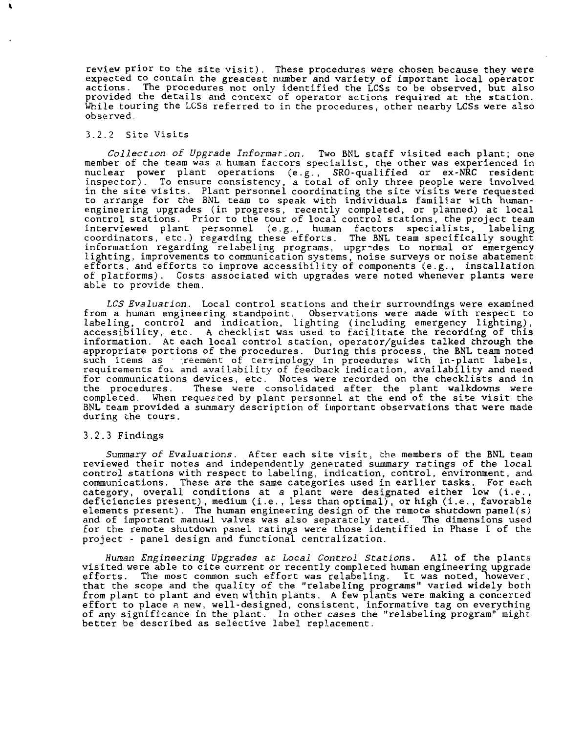review prior to the site visit). These procedures were chosen because they were expected to contain the greatest number and variety of important local operator actions. The procedures not only identified the LCSs to be observed, but also provided the details and context of operator actions required at the station. While touring the LCSs referred to in the procedures, other nearby LCSs were also observed.

### 3.2.2 Site Visits

*Collection of Upgrade Information.* Two BNL staff visited each plant; one member of the team was a human factors specialist, the other was experienced in nuclear power plant operations (e.g., SRO-qualified or ex-NRC resident inspector). To ensure consistency, a total of only three people were involved in the site visits. Plant personnel coordinating the site visits were requested to arrange for the BNL team to speak with individuals familiar with human-engineering upgrades (in progress, recently completed, or planned) at local control stations. Prior to the tour of local control stations, the project team interviewed plant personnel (e.g., human factors specialists, labeling coordinators, etc.) regarding these efforts. The BNL team specifically sought information regarding relabeling programs, upgrades to normal or emergency lighting, improvements to communication systems, noise surveys or noise abatement efforts, and efforts to improve accessibility of components (e.g., installation of platforms). Costs associated with upgrades were noted whenever plants were able to provide them.

*LCS Evaluation.* Local control stations and their surroundings were examined from a human engineering standpoint. Observations were made with respect to labeling, control and indication, lighting (including emergency lighting), accessibility, etc. A checklist was used to facilitate the recording of this information. At each local control station, operator/guides talked through the appropriate portions of the procedures. During this process, the BNL team noted such items as agreement of terminology in procedures with in-plant labels, requirements for and availability of feedback indication, availability and need for communications devices, etc. Notes were recorded on the checklists and in the procedures. These were consolidated after the plant walkdowns were completed. When requested by plant personnel at the end of the site visit the BNL team provided a summary description of important observations that were made during the tours.

### 3.2.3 Findings

*Summary of Evaluations.* After each site visit, the members of the BNL team reviewed their notes and independently generated summary ratings of the local control stations with respect to labeling, indication, control, environment, and communications. These are the same categories used in earlier tasks. For each category, overall conditions at a plant were designated either low (i.e., deficiencies present), medium (i.e., less than optimal), or high (i.e., favorable elements present). The human engineering design of the remote shutdown panel(s) and of important manual valves was also separately rated. The dimensions used for the remote shutdown panel ratings were those identified in Phase I of the project - panel design and functional centralization.

*Human Engineering Upgrades at Local Control Stations.* All of the plants visited were able to cite current or recently completed human engineering upgrade efforts. The most common such effort was relabeling. It was noted, however, that the scope and the quality of the "relabeling programs" varied widely both from plant to plant and even within plants. A few plants were making a concerted effort to place a new, well-designed, consistent, informative tag on everything of any significance in the plant. In other cases the "relabeling program" might better be described as selective label replacement.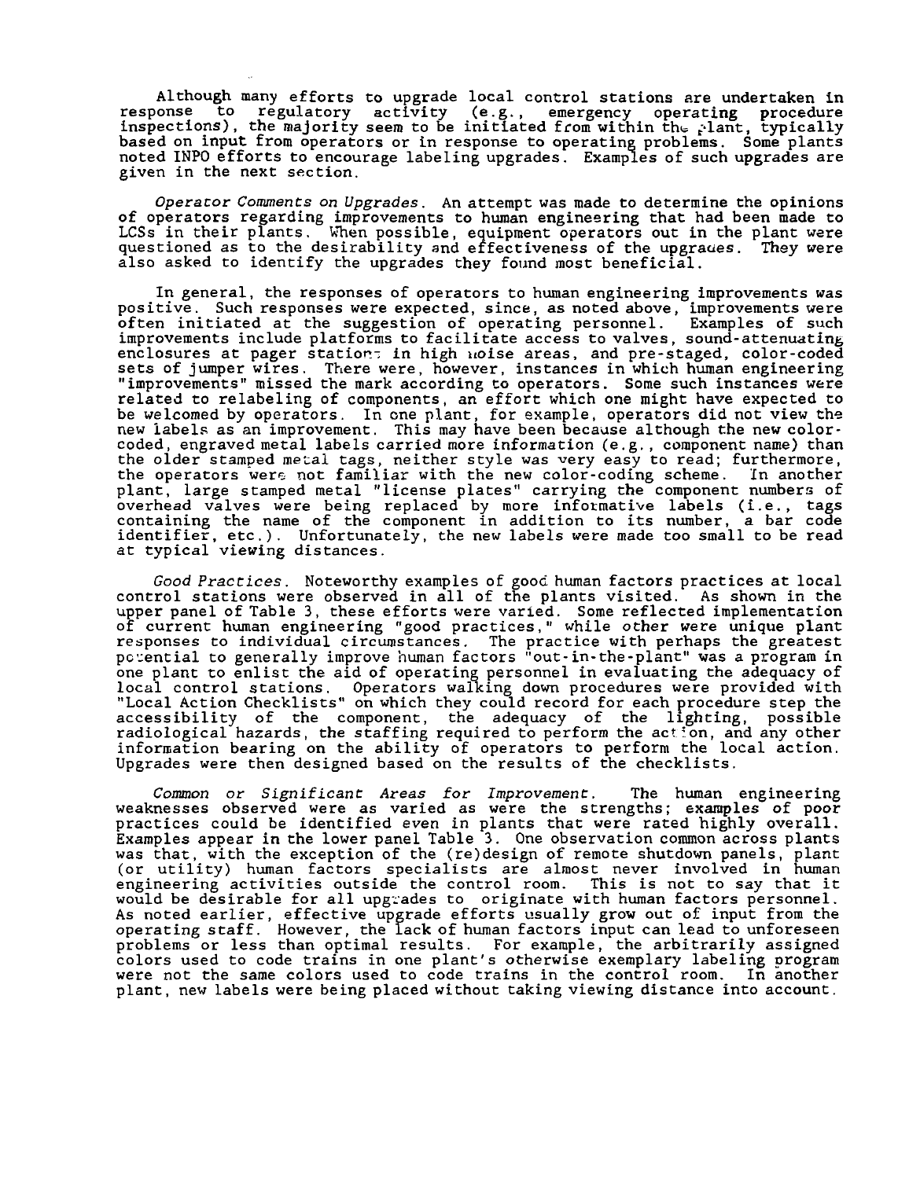Although many efforts to upgrade local control stations are undertaken in response to regulatory activity (e.g., emergency operating procedure inspections), the majority seem to be initiated from within the plant, typically based on input from operators or in response to operating problems. Some plants noted INPO efforts to encourage labeling upgrades. Examples of such upgrades are given in the next section.

*Operator Comments on Upgrades*. An attempt was made to determine the opinions of operators regarding improvements to human engineering that had been made to LCSs in their plants. When possible, equipment operators out in the plant were questioned as to the desirability and effectiveness of the upgrades. They were also asked to identify the upgrades they found most beneficial.

In general, the responses of operators to human engineering improvements was positive. Such responses were expected, since, as noted above, improvements were often initiated at the suggestion of operating personnel. Examples of such improvements include platforms to facilitate access to valves, sound-attenuating enclosures at pager stations in high noise areas, and pre-staged, color-coded sets of jumper wires. There were, however, instances in which human engineering "improvements" missed the mark according to operators. Some such instances were related to relabeling of components, an effort which one might have expected to be welcomed by operators. In one plant, for example, operators did not view the new labels as an improvement. This may have been because although the new color-coded, engraved metal labels carried more information (e.g., component name) than the older stamped metal tags, neither style was very easy to read; furthermore, the operators were not familiar with the new color-coding scheme. In another plant, large stamped metal "license plates" carrying the component numbers of overhead valves were being replaced by more informative labels (i.e., tags containing the name of the component in addition to its number, a bar code identifier, etc.). Unfortunately, the new labels were made too small to be read at typical viewing distances.

*Good Practices*. Noteworthy examples of good human factors practices at local control stations were observed in all of the plants visited. As shown in the upper panel of Table 3, these efforts were varied. Some reflected implementation of current human engineering "good practices," while other were unique plant responses to individual circumstances. The practice with perhaps the greatest potential to generally improve human factors "out-in-the-plant" was a program in one plant to enlist the aid of operating personnel in evaluating the adequacy of local control stations. Operators walking down procedures were provided with "Local Action Checklists" on which they could record for each procedure step the accessibility of the component, the adequacy of the lighting, possible radiological hazards, the staffing required to perform the action, and any other information bearing on the ability of operators to perform the local action. Upgrades were then designed based on the results of the checklists.

*Common or Significant Areas for Improvement*. The human engineering weaknesses observed were as varied as were the strengths; examples of poor practices could be identified even in plants that were rated highly overall. Examples appear in the lower panel Table 3. One observation common across plants was that, with the exception of the (re)design of remote shutdown panels, plant (or utility) human factors specialists are almost never involved in human engineering activities outside the control room. This is not to say that it would be desirable for all upgrades to originate with human factors personnel. As noted earlier, effective upgrade efforts usually grow out of input from the operating staff. However, the lack of human factors input can lead to unforeseen problems or less than optimal results. For example, the arbitrarily assigned colors used to code trains in one plant's otherwise exemplary labeling program were not the same colors used to code trains in the control room. In another plant, new labels were being placed without taking viewing distance into account.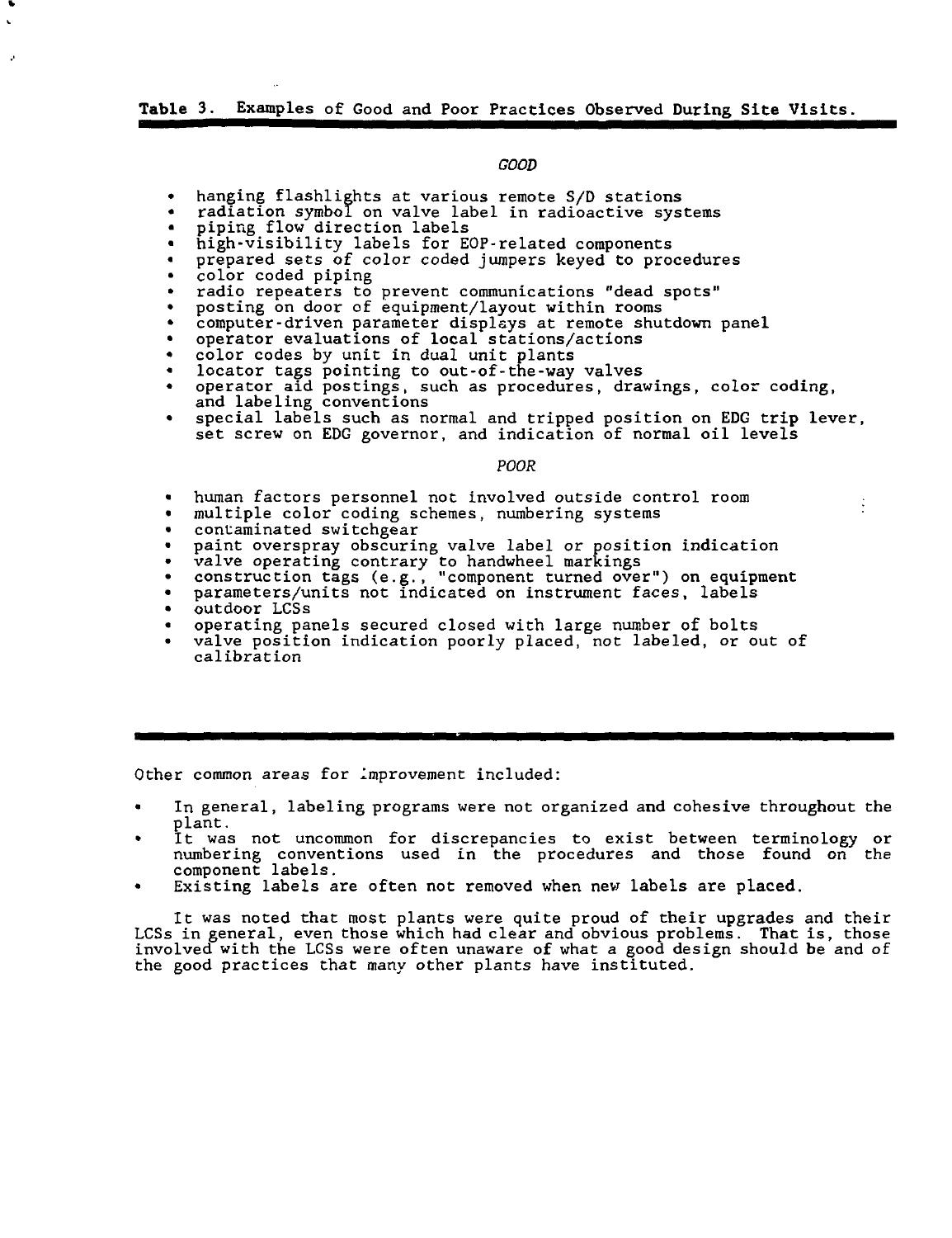**Table 3. Examples of Good and Poor Practices Observed During Site Visits.**

*GOOD*

- hanging flashlights at various remote S/D stations
- radiation symbol on valve label in radioactive systems
- piping flow direction labels
- high-visibility labels for EOP-related components
- prepared sets of color coded jumpers keyed to procedures
- color coded piping
- radio repeaters to prevent communications "dead spots"
- posting on door of equipment/layout within rooms
- computer-driven parameter displays at remote shutdown panel
- operator evaluations of local stations/actions
- color codes by unit in dual unit plants
- locator tags pointing to out-of-the-way valves
- operator aid postings, such as procedures, drawings, color coding, and labeling conventions
- special labels such as normal and tripped position on EDG trip lever, set screw on EDG governor, and indication of normal oil levels

*POOR*

- human factors personnel not involved outside control room
- multiple color coding schemes, numbering systems
- contaminated switchgear
- paint overspray obscuring valve label or position indication
- valve operating contrary to handwheel markings
- construction tags (e.g., "component turned over") on equipment
- parameters/units not indicated on instrument faces, labels
- outdoor LCSs
- operating panels secured closed with large number of bolts
- valve position indication poorly placed, not labeled, or out of calibration

Other common areas for improvement included:

- In general, labeling programs were not organized and cohesive throughout the plant.
- It was not uncommon for discrepancies to exist between terminology or numbering conventions used in the procedures and those found on the component labels.
- Existing labels are often not removed when new labels are placed.

It was noted that most plants were quite proud of their upgrades and their LCSs in general, even those which had clear and obvious problems. That is, those involved with the LCSs were often unaware of what a good design should be and of the good practices that many other plants have instituted.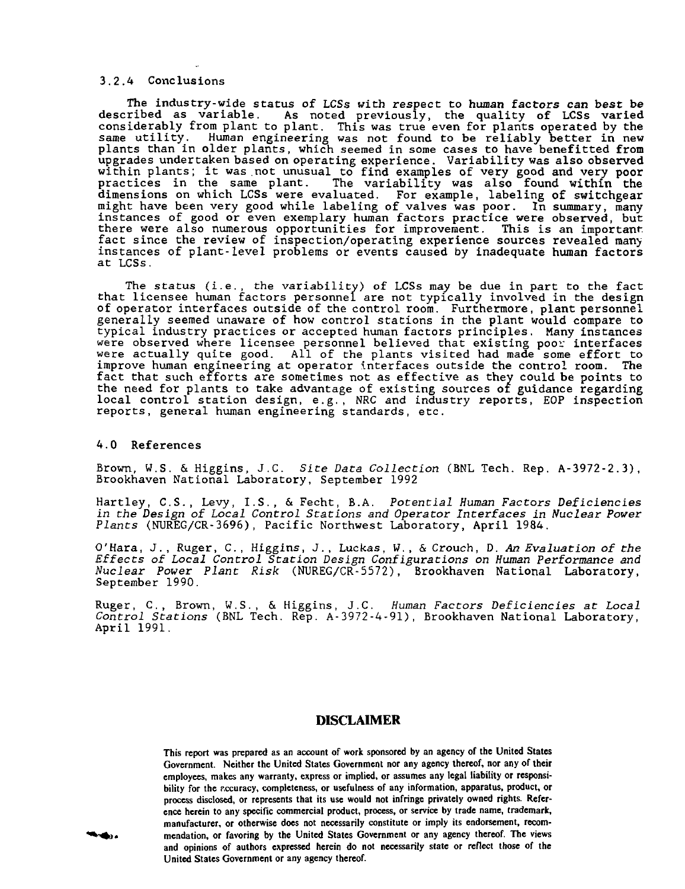### 3.2.4 Conclusions

The industry-wide status of LCSs with respect to human factors can best be described as variable. As noted previously, the quality of LCSs varied considerably from plant to plant. This was true even for plants operated by the same utility. Human engineering was not found to be reliably better in new plants than in older plants, which seemed in some cases to have benefitted from upgrades undertaken based on operating experience. Variability was also observed within plants; it was not unusual to find examples of very good and very poor practices in the same plant. The variability was also found within the dimensions on which LCSs were evaluated. For example, labeling of switchgear might have been very good while labeling of valves was poor. In summary, many instances of good or even exemplary human factors practice were observed, but there were also numerous opportunities for improvement. This is an important fact since the review of inspection/operating experience sources revealed many instances of plant-level problems or events caused by inadequate human factors at LCSs.

The status (i.e., the variability) of LCSs may be due in part to the fact that licensee human factors personnel are not typically involved in the design of operator interfaces outside of the control room. Furthermore, plant personnel generally seemed unaware of how control stations in the plant would compare to typical industry practices or accepted human factors principles. Many instances were observed where licensee personnel believed that existing poor interfaces were actually quite good. All of the plants visited had made some effort to improve human engineering at operator interfaces outside the control room. The fact that such efforts are sometimes not as effective as they could be points to the need for plants to take advantage of existing sources of guidance regarding local control station design, e.g., NRC and industry reports, EOP inspection reports, general human engineering standards, etc.

## 4.0 References

Brown, W.S. & Higgins, J.C. *Site Data Collection* (BNL Tech. Rep. A-3972-2.3), Brookhaven National Laboratory, September 1992

Hartley, C.S., Levy, I.S., & Fecht, B.A. *Potential Human Factors Deficiencies in the Design of Local Control Stations and Operator Interfaces in Nuclear Power Plants* (NUREG/CR-3696), Pacific Northwest Laboratory, April 1984.

O'Hara, J., Ruger, C., Higgins, J., Luckas, W., & Crouch, D. *An Evaluation of the Effects of Local Control Station Design Configurations on Human Performance and Nuclear Power Plant Risk* (NUREG/CR-5572), Brookhaven National Laboratory, September 1990.

Ruger, C., Brown, W.S., & Higgins, J.C. *Human Factors Deficiencies at Local Control Stations* (BNL Tech. Rep. A-3972-4-91), Brookhaven National Laboratory, April 1991.

## DISCLAIMER

This report was prepared as an account of work sponsored by an agency of the United States Government. Neither the United States Government nor any agency thereof, nor any of their employees, makes any warranty, express or implied, or assumes any legal liability or responsibility for the accuracy, completeness, or usefulness of any information, apparatus, product, or process disclosed, or represents that its use would not infringe privately owned rights. Reference herein to any specific commercial product, process, or service by trade name, trademark, manufacturer, or otherwise does not necessarily constitute or imply its endorsement, recommendation, or favoring by the United States Government or any agency thereof. The views and opinions of authors expressed herein do not necessarily state or reflect those of the United States Government or any agency thereof.